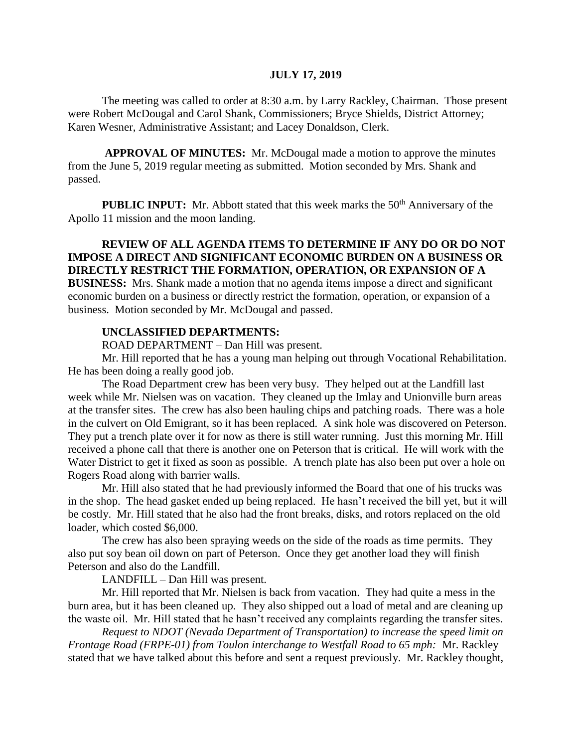**JULY 17, 2019**

The meeting was called to order at 8:30 a.m. by Larry Rackley, Chairman. Those present were Robert McDougal and Carol Shank, Commissioners; Bryce Shields, District Attorney; Karen Wesner, Administrative Assistant; and Lacey Donaldson, Clerk.

**APPROVAL OF MINUTES:** Mr. McDougal made a motion to approve the minutes from the June 5, 2019 regular meeting as submitted. Motion seconded by Mrs. Shank and passed.

**PUBLIC INPUT:** Mr. Abbott stated that this week marks the 50th Anniversary of the Apollo 11 mission and the moon landing.

**REVIEW OF ALL AGENDA ITEMS TO DETERMINE IF ANY DO OR DO NOT IMPOSE A DIRECT AND SIGNIFICANT ECONOMIC BURDEN ON A BUSINESS OR DIRECTLY RESTRICT THE FORMATION, OPERATION, OR EXPANSION OF A BUSINESS:** Mrs. Shank made a motion that no agenda items impose a direct and significant economic burden on a business or directly restrict the formation, operation, or expansion of a business. Motion seconded by Mr. McDougal and passed.

**UNCLASSIFIED DEPARTMENTS:**

ROAD DEPARTMENT – Dan Hill was present.

Mr. Hill reported that he has a young man helping out through Vocational Rehabilitation. He has been doing a really good job.

The Road Department crew has been very busy. They helped out at the Landfill last week while Mr. Nielsen was on vacation. They cleaned up the Imlay and Unionville burn areas at the transfer sites. The crew has also been hauling chips and patching roads. There was a hole in the culvert on Old Emigrant, so it has been replaced. A sink hole was discovered on Peterson. They put a trench plate over it for now as there is still water running. Just this morning Mr. Hill received a phone call that there is another one on Peterson that is critical. He will work with the Water District to get it fixed as soon as possible. A trench plate has also been put over a hole on Rogers Road along with barrier walls.

Mr. Hill also stated that he had previously informed the Board that one of his trucks was in the shop. The head gasket ended up being replaced. He hasn't received the bill yet, but it will be costly. Mr. Hill stated that he also had the front breaks, disks, and rotors replaced on the old loader, which costed $6,000.

The crew has also been spraying weeds on the side of the roads as time permits. They also put soy bean oil down on part of Peterson. Once they get another load they will finish Peterson and also do the Landfill.

LANDFILL – Dan Hill was present.

Mr. Hill reported that Mr. Nielsen is back from vacation. They had quite a mess in the burn area, but it has been cleaned up. They also shipped out a load of metal and are cleaning up the waste oil. Mr. Hill stated that he hasn't received any complaints regarding the transfer sites.

*Request to NDOT (Nevada Department of Transportation) to increase the speed limit on Frontage Road (FRPE-01) from Toulon interchange to Westfall Road to 65 mph:* Mr. Rackley stated that we have talked about this before and sent a request previously. Mr. Rackley thought,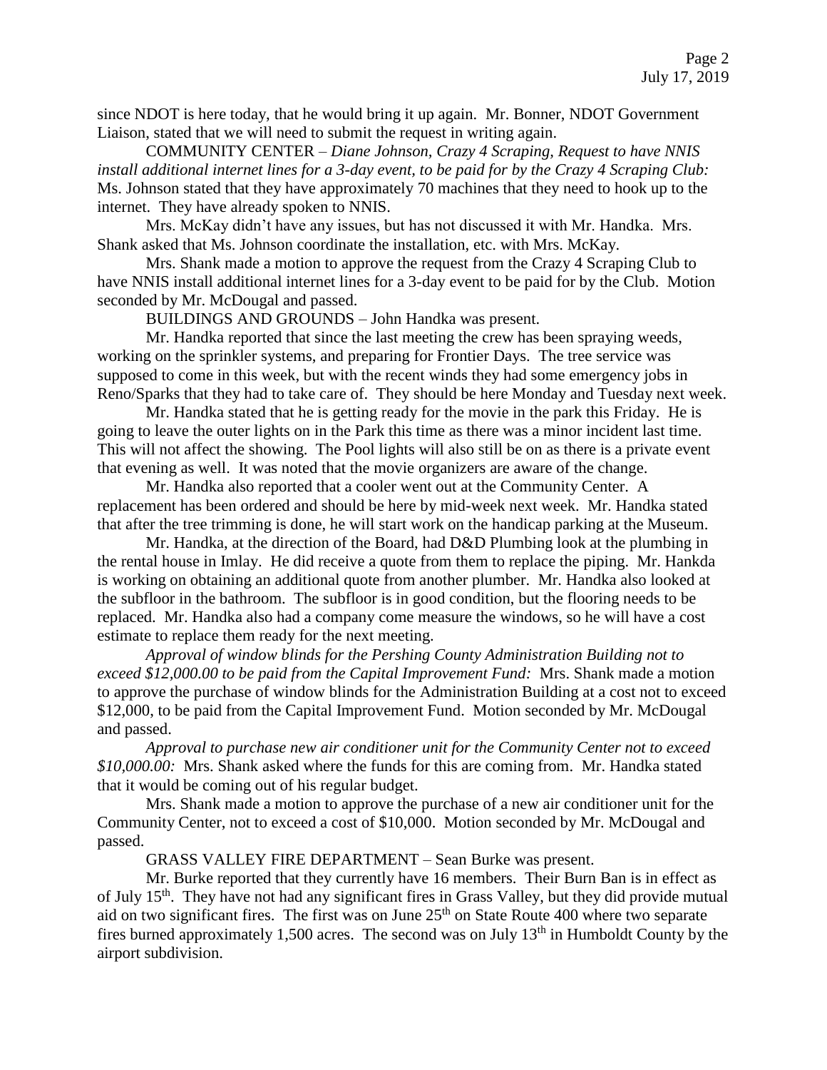since NDOT is here today, that he would bring it up again. Mr. Bonner, NDOT Government Liaison, stated that we will need to submit the request in writing again.

COMMUNITY CENTER – *Diane Johnson, Crazy 4 Scraping, Request to have NNIS install additional internet lines for a 3-day event, to be paid for by the Crazy 4 Scraping Club:* Ms. Johnson stated that they have approximately 70 machines that they need to hook up to the internet. They have already spoken to NNIS.

Mrs. McKay didn't have any issues, but has not discussed it with Mr. Handka. Mrs. Shank asked that Ms. Johnson coordinate the installation, etc. with Mrs. McKay.

Mrs. Shank made a motion to approve the request from the Crazy 4 Scraping Club to have NNIS install additional internet lines for a 3-day event to be paid for by the Club. Motion seconded by Mr. McDougal and passed.

BUILDINGS AND GROUNDS – John Handka was present.

Mr. Handka reported that since the last meeting the crew has been spraying weeds, working on the sprinkler systems, and preparing for Frontier Days. The tree service was supposed to come in this week, but with the recent winds they had some emergency jobs in Reno/Sparks that they had to take care of. They should be here Monday and Tuesday next week.

Mr. Handka stated that he is getting ready for the movie in the park this Friday. He is going to leave the outer lights on in the Park this time as there was a minor incident last time. This will not affect the showing. The Pool lights will also still be on as there is a private event that evening as well. It was noted that the movie organizers are aware of the change.

Mr. Handka also reported that a cooler went out at the Community Center. A replacement has been ordered and should be here by mid-week next week. Mr. Handka stated that after the tree trimming is done, he will start work on the handicap parking at the Museum.

Mr. Handka, at the direction of the Board, had D&D Plumbing look at the plumbing in the rental house in Imlay. He did receive a quote from them to replace the piping. Mr. Hankda is working on obtaining an additional quote from another plumber. Mr. Handka also looked at the subfloor in the bathroom. The subfloor is in good condition, but the flooring needs to be replaced. Mr. Handka also had a company come measure the windows, so he will have a cost estimate to replace them ready for the next meeting.

*Approval of window blinds for the Pershing County Administration Building not to exceed $12,000.00 to be paid from the Capital Improvement Fund:* Mrs. Shank made a motion to approve the purchase of window blinds for the Administration Building at a cost not to exceed $12,000, to be paid from the Capital Improvement Fund. Motion seconded by Mr. McDougal and passed.

*Approval to purchase new air conditioner unit for the Community Center not to exceed $10,000.00:* Mrs. Shank asked where the funds for this are coming from. Mr. Handka stated that it would be coming out of his regular budget.

Mrs. Shank made a motion to approve the purchase of a new air conditioner unit for the Community Center, not to exceed a cost of $10,000. Motion seconded by Mr. McDougal and passed.

GRASS VALLEY FIRE DEPARTMENT – Sean Burke was present.

Mr. Burke reported that they currently have 16 members. Their Burn Ban is in effect as of July 15th. They have not had any significant fires in Grass Valley, but they did provide mutual aid on two significant fires. The first was on June 25th on State Route 400 where two separate fires burned approximately 1,500 acres. The second was on July 13th in Humboldt County by the airport subdivision.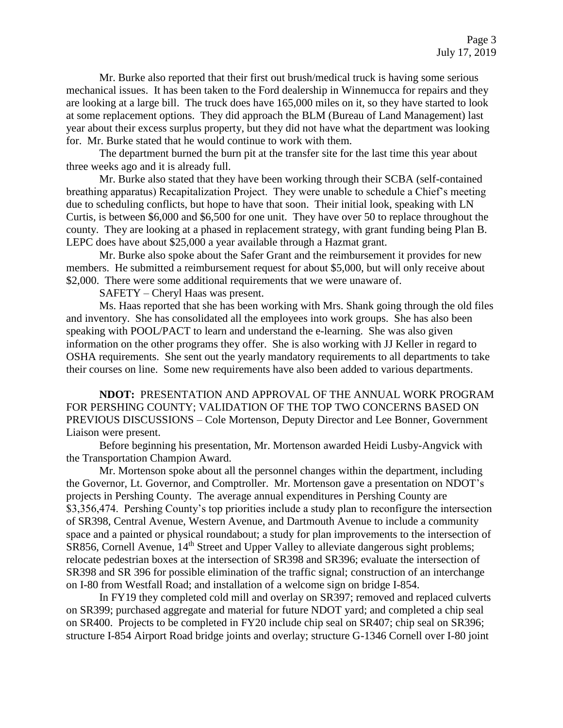Mr. Burke also reported that their first out brush/medical truck is having some serious mechanical issues. It has been taken to the Ford dealership in Winnemucca for repairs and they are looking at a large bill. The truck does have 165,000 miles on it, so they have started to look at some replacement options. They did approach the BLM (Bureau of Land Management) last year about their excess surplus property, but they did not have what the department was looking for. Mr. Burke stated that he would continue to work with them.

The department burned the burn pit at the transfer site for the last time this year about three weeks ago and it is already full.

Mr. Burke also stated that they have been working through their SCBA (self-contained breathing apparatus) Recapitalization Project. They were unable to schedule a Chief's meeting due to scheduling conflicts, but hope to have that soon. Their initial look, speaking with LN Curtis, is between $6,000 and $6,500 for one unit. They have over 50 to replace throughout the county. They are looking at a phased in replacement strategy, with grant funding being Plan B. LEPC does have about $25,000 a year available through a Hazmat grant.

Mr. Burke also spoke about the Safer Grant and the reimbursement it provides for new members. He submitted a reimbursement request for about $5,000, but will only receive about $2,000. There were some additional requirements that we were unaware of.

SAFETY – Cheryl Haas was present.

Ms. Haas reported that she has been working with Mrs. Shank going through the old files and inventory. She has consolidated all the employees into work groups. She has also been speaking with POOL/PACT to learn and understand the e-learning. She was also given information on the other programs they offer. She is also working with JJ Keller in regard to OSHA requirements. She sent out the yearly mandatory requirements to all departments to take their courses on line. Some new requirements have also been added to various departments.

**NDOT:** PRESENTATION AND APPROVAL OF THE ANNUAL WORK PROGRAM FOR PERSHING COUNTY; VALIDATION OF THE TOP TWO CONCERNS BASED ON PREVIOUS DISCUSSIONS – Cole Mortenson, Deputy Director and Lee Bonner, Government Liaison were present.

Before beginning his presentation, Mr. Mortenson awarded Heidi Lusby-Angvick with the Transportation Champion Award.

Mr. Mortenson spoke about all the personnel changes within the department, including the Governor, Lt. Governor, and Comptroller. Mr. Mortenson gave a presentation on NDOT's projects in Pershing County. The average annual expenditures in Pershing County are $3,356,474. Pershing County's top priorities include a study plan to reconfigure the intersection of SR398, Central Avenue, Western Avenue, and Dartmouth Avenue to include a community space and a painted or physical roundabout; a study for plan improvements to the intersection of SR856, Cornell Avenue, 14th Street and Upper Valley to alleviate dangerous sight problems; relocate pedestrian boxes at the intersection of SR398 and SR396; evaluate the intersection of SR398 and SR 396 for possible elimination of the traffic signal; construction of an interchange on I-80 from Westfall Road; and installation of a welcome sign on bridge I-854.

In FY19 they completed cold mill and overlay on SR397; removed and replaced culverts on SR399; purchased aggregate and material for future NDOT yard; and completed a chip seal on SR400. Projects to be completed in FY20 include chip seal on SR407; chip seal on SR396; structure I-854 Airport Road bridge joints and overlay; structure G-1346 Cornell over I-80 joint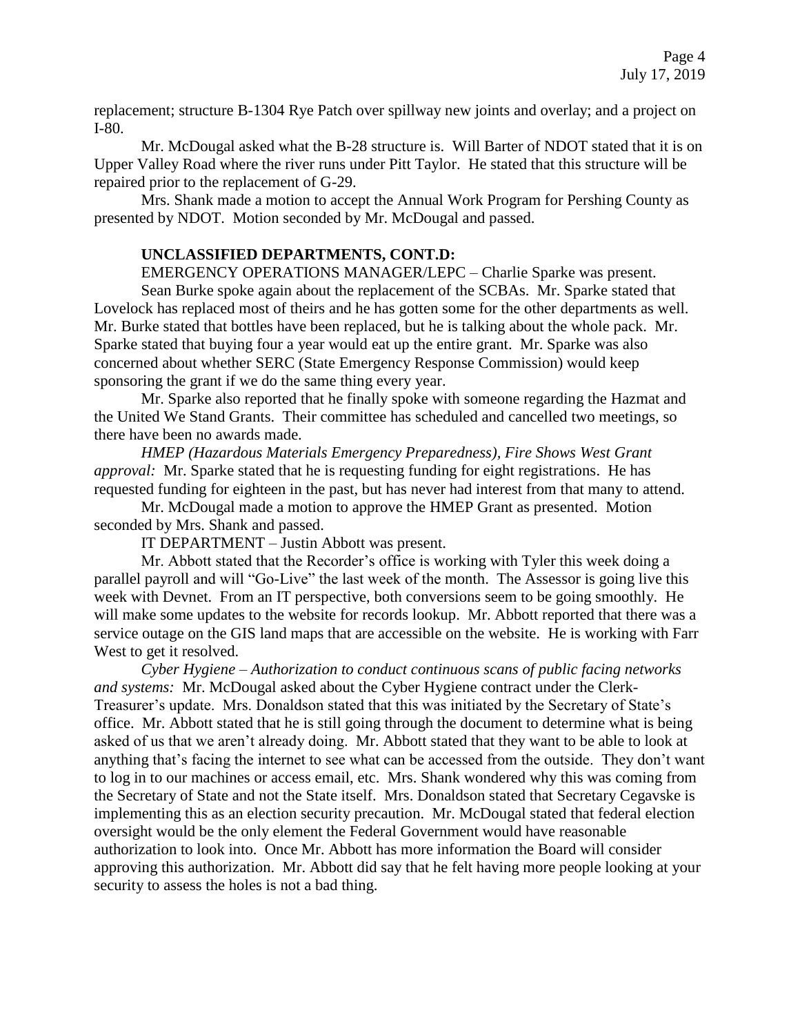replacement; structure B-1304 Rye Patch over spillway new joints and overlay; and a project on I-80.

Mr. McDougal asked what the B-28 structure is. Will Barter of NDOT stated that it is on Upper Valley Road where the river runs under Pitt Taylor. He stated that this structure will be repaired prior to the replacement of G-29.

Mrs. Shank made a motion to accept the Annual Work Program for Pershing County as presented by NDOT. Motion seconded by Mr. McDougal and passed.

**UNCLASSIFIED DEPARTMENTS, CONT.D:**

EMERGENCY OPERATIONS MANAGER/LEPC – Charlie Sparke was present.

Sean Burke spoke again about the replacement of the SCBAs. Mr. Sparke stated that Lovelock has replaced most of theirs and he has gotten some for the other departments as well. Mr. Burke stated that bottles have been replaced, but he is talking about the whole pack. Mr. Sparke stated that buying four a year would eat up the entire grant. Mr. Sparke was also concerned about whether SERC (State Emergency Response Commission) would keep sponsoring the grant if we do the same thing every year.

Mr. Sparke also reported that he finally spoke with someone regarding the Hazmat and the United We Stand Grants. Their committee has scheduled and cancelled two meetings, so there have been no awards made.

*HMEP (Hazardous Materials Emergency Preparedness), Fire Shows West Grant approval:* Mr. Sparke stated that he is requesting funding for eight registrations. He has requested funding for eighteen in the past, but has never had interest from that many to attend.

Mr. McDougal made a motion to approve the HMEP Grant as presented. Motion seconded by Mrs. Shank and passed.

IT DEPARTMENT – Justin Abbott was present.

Mr. Abbott stated that the Recorder's office is working with Tyler this week doing a parallel payroll and will "Go-Live" the last week of the month. The Assessor is going live this week with Devnet. From an IT perspective, both conversions seem to be going smoothly. He will make some updates to the website for records lookup. Mr. Abbott reported that there was a service outage on the GIS land maps that are accessible on the website. He is working with Farr West to get it resolved.

*Cyber Hygiene – Authorization to conduct continuous scans of public facing networks and systems:* Mr. McDougal asked about the Cyber Hygiene contract under the Clerk-Treasurer's update. Mrs. Donaldson stated that this was initiated by the Secretary of State's office. Mr. Abbott stated that he is still going through the document to determine what is being asked of us that we aren't already doing. Mr. Abbott stated that they want to be able to look at anything that's facing the internet to see what can be accessed from the outside. They don't want to log in to our machines or access email, etc. Mrs. Shank wondered why this was coming from the Secretary of State and not the State itself. Mrs. Donaldson stated that Secretary Cegavske is implementing this as an election security precaution. Mr. McDougal stated that federal election oversight would be the only element the Federal Government would have reasonable authorization to look into. Once Mr. Abbott has more information the Board will consider approving this authorization. Mr. Abbott did say that he felt having more people looking at your security to assess the holes is not a bad thing.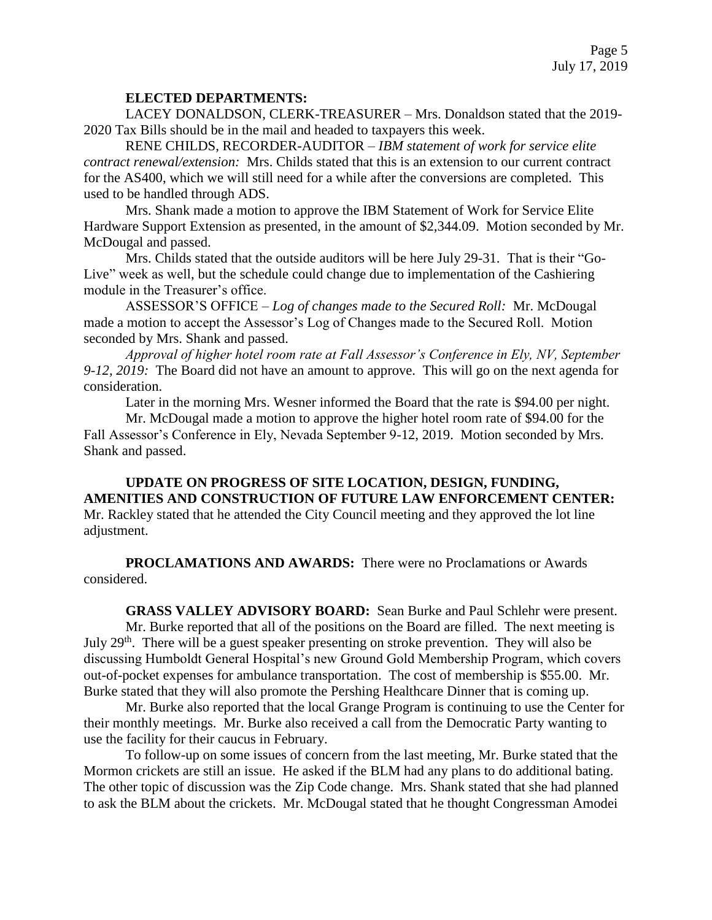**ELECTED DEPARTMENTS:**

LACEY DONALDSON, CLERK-TREASURER – Mrs. Donaldson stated that the 2019-2020 Tax Bills should be in the mail and headed to taxpayers this week.

RENE CHILDS, RECORDER-AUDITOR – *IBM statement of work for service elite contract renewal/extension:* Mrs. Childs stated that this is an extension to our current contract for the AS400, which we will still need for a while after the conversions are completed. This used to be handled through ADS.

Mrs. Shank made a motion to approve the IBM Statement of Work for Service Elite Hardware Support Extension as presented, in the amount of $2,344.09. Motion seconded by Mr. McDougal and passed.

Mrs. Childs stated that the outside auditors will be here July 29-31. That is their "Go-Live" week as well, but the schedule could change due to implementation of the Cashiering module in the Treasurer's office.

ASSESSOR'S OFFICE – *Log of changes made to the Secured Roll:* Mr. McDougal made a motion to accept the Assessor's Log of Changes made to the Secured Roll. Motion seconded by Mrs. Shank and passed.

*Approval of higher hotel room rate at Fall Assessor's Conference in Ely, NV, September 9-12, 2019:* The Board did not have an amount to approve. This will go on the next agenda for consideration.

Later in the morning Mrs. Wesner informed the Board that the rate is $94.00 per night.

Mr. McDougal made a motion to approve the higher hotel room rate of $94.00 for the Fall Assessor's Conference in Ely, Nevada September 9-12, 2019. Motion seconded by Mrs. Shank and passed.

**UPDATE ON PROGRESS OF SITE LOCATION, DESIGN, FUNDING, AMENITIES AND CONSTRUCTION OF FUTURE LAW ENFORCEMENT CENTER:** Mr. Rackley stated that he attended the City Council meeting and they approved the lot line adjustment.

**PROCLAMATIONS AND AWARDS:** There were no Proclamations or Awards considered.

**GRASS VALLEY ADVISORY BOARD:** Sean Burke and Paul Schlehr were present.

Mr. Burke reported that all of the positions on the Board are filled. The next meeting is July 29th. There will be a guest speaker presenting on stroke prevention. They will also be discussing Humboldt General Hospital's new Ground Gold Membership Program, which covers out-of-pocket expenses for ambulance transportation. The cost of membership is $55.00. Mr. Burke stated that they will also promote the Pershing Healthcare Dinner that is coming up.

Mr. Burke also reported that the local Grange Program is continuing to use the Center for their monthly meetings. Mr. Burke also received a call from the Democratic Party wanting to use the facility for their caucus in February.

To follow-up on some issues of concern from the last meeting, Mr. Burke stated that the Mormon crickets are still an issue. He asked if the BLM had any plans to do additional bating. The other topic of discussion was the Zip Code change. Mrs. Shank stated that she had planned to ask the BLM about the crickets. Mr. McDougal stated that he thought Congressman Amodei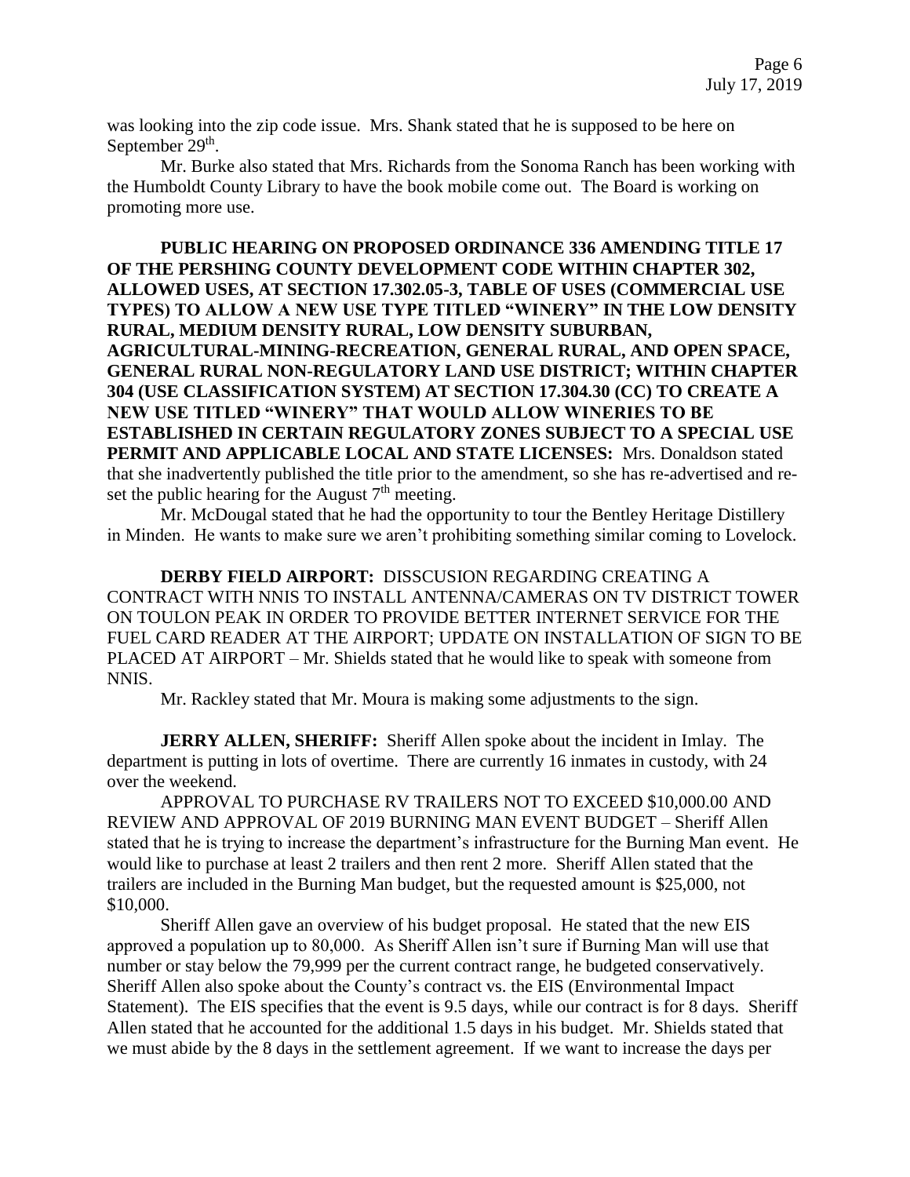was looking into the zip code issue. Mrs. Shank stated that he is supposed to be here on September 29th.

Mr. Burke also stated that Mrs. Richards from the Sonoma Ranch has been working with the Humboldt County Library to have the book mobile come out. The Board is working on promoting more use.

**PUBLIC HEARING ON PROPOSED ORDINANCE 336 AMENDING TITLE 17 OF THE PERSHING COUNTY DEVELOPMENT CODE WITHIN CHAPTER 302, ALLOWED USES, AT SECTION 17.302.05-3, TABLE OF USES (COMMERCIAL USE TYPES) TO ALLOW A NEW USE TYPE TITLED "WINERY" IN THE LOW DENSITY RURAL, MEDIUM DENSITY RURAL, LOW DENSITY SUBURBAN, AGRICULTURAL-MINING-RECREATION, GENERAL RURAL, AND OPEN SPACE, GENERAL RURAL NON-REGULATORY LAND USE DISTRICT; WITHIN CHAPTER 304 (USE CLASSIFICATION SYSTEM) AT SECTION 17.304.30 (CC) TO CREATE A NEW USE TITLED "WINERY" THAT WOULD ALLOW WINERIES TO BE ESTABLISHED IN CERTAIN REGULATORY ZONES SUBJECT TO A SPECIAL USE PERMIT AND APPLICABLE LOCAL AND STATE LICENSES:** Mrs. Donaldson stated that she inadvertently published the title prior to the amendment, so she has re-advertised and re-set the public hearing for the August 7th meeting.

Mr. McDougal stated that he had the opportunity to tour the Bentley Heritage Distillery in Minden. He wants to make sure we aren't prohibiting something similar coming to Lovelock.

**DERBY FIELD AIRPORT:** DISSCUSION REGARDING CREATING A CONTRACT WITH NNIS TO INSTALL ANTENNA/CAMERAS ON TV DISTRICT TOWER ON TOULON PEAK IN ORDER TO PROVIDE BETTER INTERNET SERVICE FOR THE FUEL CARD READER AT THE AIRPORT; UPDATE ON INSTALLATION OF SIGN TO BE PLACED AT AIRPORT – Mr. Shields stated that he would like to speak with someone from NNIS.

Mr. Rackley stated that Mr. Moura is making some adjustments to the sign.

**JERRY ALLEN, SHERIFF:** Sheriff Allen spoke about the incident in Imlay. The department is putting in lots of overtime. There are currently 16 inmates in custody, with 24 over the weekend.

APPROVAL TO PURCHASE RV TRAILERS NOT TO EXCEED $10,000.00 AND REVIEW AND APPROVAL OF 2019 BURNING MAN EVENT BUDGET – Sheriff Allen stated that he is trying to increase the department's infrastructure for the Burning Man event. He would like to purchase at least 2 trailers and then rent 2 more. Sheriff Allen stated that the trailers are included in the Burning Man budget, but the requested amount is $25,000, not $10,000.

Sheriff Allen gave an overview of his budget proposal. He stated that the new EIS approved a population up to 80,000. As Sheriff Allen isn't sure if Burning Man will use that number or stay below the 79,999 per the current contract range, he budgeted conservatively. Sheriff Allen also spoke about the County's contract vs. the EIS (Environmental Impact Statement). The EIS specifies that the event is 9.5 days, while our contract is for 8 days. Sheriff Allen stated that he accounted for the additional 1.5 days in his budget. Mr. Shields stated that we must abide by the 8 days in the settlement agreement. If we want to increase the days per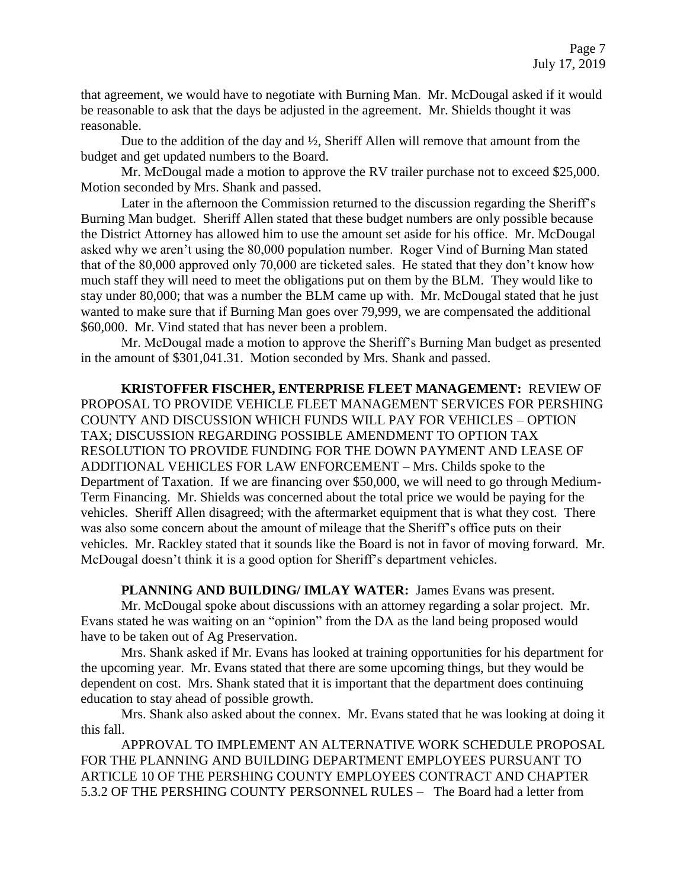that agreement, we would have to negotiate with Burning Man. Mr. McDougal asked if it would be reasonable to ask that the days be adjusted in the agreement. Mr. Shields thought it was reasonable.

Due to the addition of the day and ½, Sheriff Allen will remove that amount from the budget and get updated numbers to the Board.

Mr. McDougal made a motion to approve the RV trailer purchase not to exceed $25,000. Motion seconded by Mrs. Shank and passed.

Later in the afternoon the Commission returned to the discussion regarding the Sheriff's Burning Man budget. Sheriff Allen stated that these budget numbers are only possible because the District Attorney has allowed him to use the amount set aside for his office. Mr. McDougal asked why we aren't using the 80,000 population number. Roger Vind of Burning Man stated that of the 80,000 approved only 70,000 are ticketed sales. He stated that they don't know how much staff they will need to meet the obligations put on them by the BLM. They would like to stay under 80,000; that was a number the BLM came up with. Mr. McDougal stated that he just wanted to make sure that if Burning Man goes over 79,999, we are compensated the additional $60,000. Mr. Vind stated that has never been a problem.

Mr. McDougal made a motion to approve the Sheriff's Burning Man budget as presented in the amount of $301,041.31. Motion seconded by Mrs. Shank and passed.

**KRISTOFFER FISCHER, ENTERPRISE FLEET MANAGEMENT:** REVIEW OF PROPOSAL TO PROVIDE VEHICLE FLEET MANAGEMENT SERVICES FOR PERSHING COUNTY AND DISCUSSION WHICH FUNDS WILL PAY FOR VEHICLES – OPTION TAX; DISCUSSION REGARDING POSSIBLE AMENDMENT TO OPTION TAX RESOLUTION TO PROVIDE FUNDING FOR THE DOWN PAYMENT AND LEASE OF ADDITIONAL VEHICLES FOR LAW ENFORCEMENT – Mrs. Childs spoke to the Department of Taxation. If we are financing over $50,000, we will need to go through Medium-Term Financing. Mr. Shields was concerned about the total price we would be paying for the vehicles. Sheriff Allen disagreed; with the aftermarket equipment that is what they cost. There was also some concern about the amount of mileage that the Sheriff's office puts on their vehicles. Mr. Rackley stated that it sounds like the Board is not in favor of moving forward. Mr. McDougal doesn't think it is a good option for Sheriff's department vehicles.

**PLANNING AND BUILDING/ IMLAY WATER:** James Evans was present.

Mr. McDougal spoke about discussions with an attorney regarding a solar project. Mr. Evans stated he was waiting on an "opinion" from the DA as the land being proposed would have to be taken out of Ag Preservation.

Mrs. Shank asked if Mr. Evans has looked at training opportunities for his department for the upcoming year. Mr. Evans stated that there are some upcoming things, but they would be dependent on cost. Mrs. Shank stated that it is important that the department does continuing education to stay ahead of possible growth.

Mrs. Shank also asked about the connex. Mr. Evans stated that he was looking at doing it this fall.

APPROVAL TO IMPLEMENT AN ALTERNATIVE WORK SCHEDULE PROPOSAL FOR THE PLANNING AND BUILDING DEPARTMENT EMPLOYEES PURSUANT TO ARTICLE 10 OF THE PERSHING COUNTY EMPLOYEES CONTRACT AND CHAPTER 5.3.2 OF THE PERSHING COUNTY PERSONNEL RULES – The Board had a letter from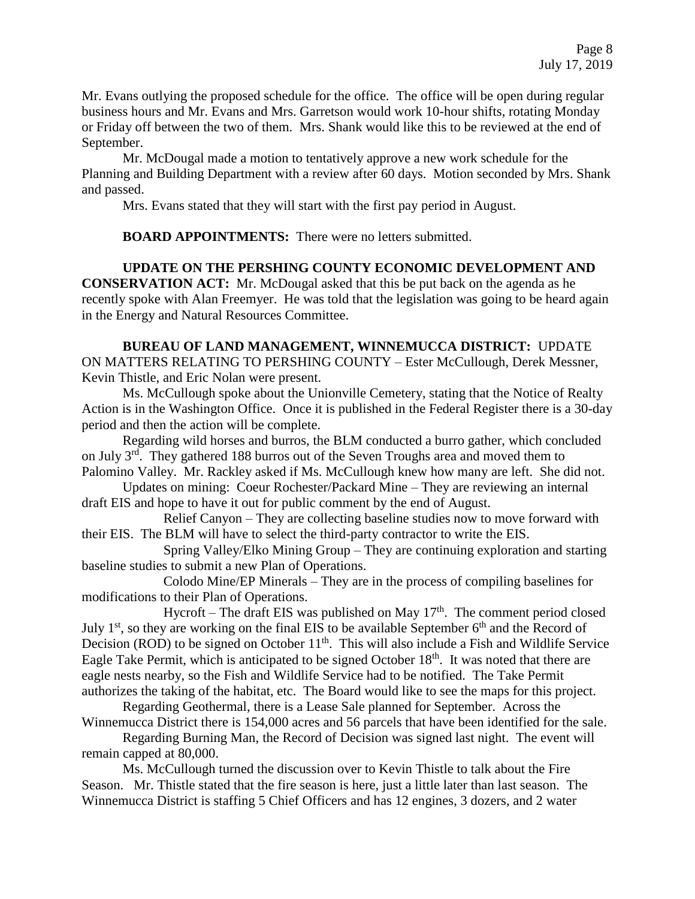Mr. Evans outlying the proposed schedule for the office. The office will be open during regular business hours and Mr. Evans and Mrs. Garretson would work 10-hour shifts, rotating Monday or Friday off between the two of them. Mrs. Shank would like this to be reviewed at the end of September.

Mr. McDougal made a motion to tentatively approve a new work schedule for the Planning and Building Department with a review after 60 days. Motion seconded by Mrs. Shank and passed.

Mrs. Evans stated that they will start with the first pay period in August.

**BOARD APPOINTMENTS:** There were no letters submitted.

**UPDATE ON THE PERSHING COUNTY ECONOMIC DEVELOPMENT AND CONSERVATION ACT:** Mr. McDougal asked that this be put back on the agenda as he recently spoke with Alan Freemyer. He was told that the legislation was going to be heard again in the Energy and Natural Resources Committee.

**BUREAU OF LAND MANAGEMENT, WINNEMUCCA DISTRICT:** UPDATE ON MATTERS RELATING TO PERSHING COUNTY – Ester McCullough, Derek Messner, Kevin Thistle, and Eric Nolan were present.

Ms. McCullough spoke about the Unionville Cemetery, stating that the Notice of Realty Action is in the Washington Office. Once it is published in the Federal Register there is a 30-day period and then the action will be complete.

Regarding wild horses and burros, the BLM conducted a burro gather, which concluded on July 3rd. They gathered 188 burros out of the Seven Troughs area and moved them to Palomino Valley. Mr. Rackley asked if Ms. McCullough knew how many are left. She did not.

Updates on mining: Coeur Rochester/Packard Mine – They are reviewing an internal draft EIS and hope to have it out for public comment by the end of August.

Relief Canyon – They are collecting baseline studies now to move forward with their EIS. The BLM will have to select the third-party contractor to write the EIS.

Spring Valley/Elko Mining Group – They are continuing exploration and starting baseline studies to submit a new Plan of Operations.

Colodo Mine/EP Minerals – They are in the process of compiling baselines for modifications to their Plan of Operations.

Hycroft – The draft EIS was published on May 17th. The comment period closed July 1st, so they are working on the final EIS to be available September 6th and the Record of Decision (ROD) to be signed on October 11th. This will also include a Fish and Wildlife Service Eagle Take Permit, which is anticipated to be signed October 18th. It was noted that there are eagle nests nearby, so the Fish and Wildlife Service had to be notified. The Take Permit authorizes the taking of the habitat, etc. The Board would like to see the maps for this project.

Regarding Geothermal, there is a Lease Sale planned for September. Across the Winnemucca District there is 154,000 acres and 56 parcels that have been identified for the sale.

Regarding Burning Man, the Record of Decision was signed last night. The event will remain capped at 80,000.

Ms. McCullough turned the discussion over to Kevin Thistle to talk about the Fire Season. Mr. Thistle stated that the fire season is here, just a little later than last season. The Winnemucca District is staffing 5 Chief Officers and has 12 engines, 3 dozers, and 2 water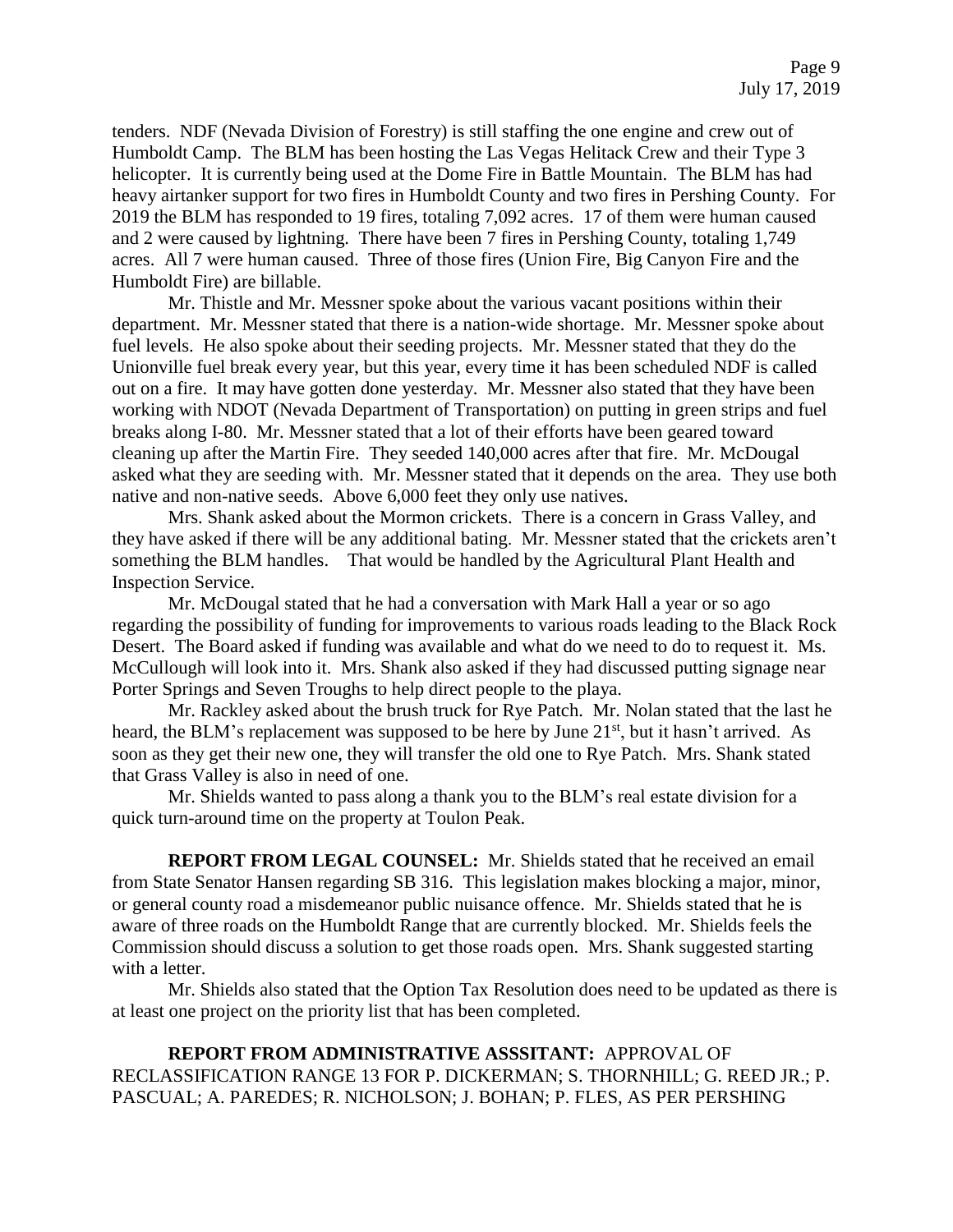tenders. NDF (Nevada Division of Forestry) is still staffing the one engine and crew out of Humboldt Camp. The BLM has been hosting the Las Vegas Helitack Crew and their Type 3 helicopter. It is currently being used at the Dome Fire in Battle Mountain. The BLM has had heavy airtanker support for two fires in Humboldt County and two fires in Pershing County. For 2019 the BLM has responded to 19 fires, totaling 7,092 acres. 17 of them were human caused and 2 were caused by lightning. There have been 7 fires in Pershing County, totaling 1,749 acres. All 7 were human caused. Three of those fires (Union Fire, Big Canyon Fire and the Humboldt Fire) are billable.

Mr. Thistle and Mr. Messner spoke about the various vacant positions within their department. Mr. Messner stated that there is a nation-wide shortage. Mr. Messner spoke about fuel levels. He also spoke about their seeding projects. Mr. Messner stated that they do the Unionville fuel break every year, but this year, every time it has been scheduled NDF is called out on a fire. It may have gotten done yesterday. Mr. Messner also stated that they have been working with NDOT (Nevada Department of Transportation) on putting in green strips and fuel breaks along I-80. Mr. Messner stated that a lot of their efforts have been geared toward cleaning up after the Martin Fire. They seeded 140,000 acres after that fire. Mr. McDougal asked what they are seeding with. Mr. Messner stated that it depends on the area. They use both native and non-native seeds. Above 6,000 feet they only use natives.

Mrs. Shank asked about the Mormon crickets. There is a concern in Grass Valley, and they have asked if there will be any additional bating. Mr. Messner stated that the crickets aren't something the BLM handles. That would be handled by the Agricultural Plant Health and Inspection Service.

Mr. McDougal stated that he had a conversation with Mark Hall a year or so ago regarding the possibility of funding for improvements to various roads leading to the Black Rock Desert. The Board asked if funding was available and what do we need to do to request it. Ms. McCullough will look into it. Mrs. Shank also asked if they had discussed putting signage near Porter Springs and Seven Troughs to help direct people to the playa.

Mr. Rackley asked about the brush truck for Rye Patch. Mr. Nolan stated that the last he heard, the BLM's replacement was supposed to be here by June 21st, but it hasn't arrived. As soon as they get their new one, they will transfer the old one to Rye Patch. Mrs. Shank stated that Grass Valley is also in need of one.

Mr. Shields wanted to pass along a thank you to the BLM's real estate division for a quick turn-around time on the property at Toulon Peak.

**REPORT FROM LEGAL COUNSEL:** Mr. Shields stated that he received an email from State Senator Hansen regarding SB 316. This legislation makes blocking a major, minor, or general county road a misdemeanor public nuisance offence. Mr. Shields stated that he is aware of three roads on the Humboldt Range that are currently blocked. Mr. Shields feels the Commission should discuss a solution to get those roads open. Mrs. Shank suggested starting with a letter.

Mr. Shields also stated that the Option Tax Resolution does need to be updated as there is at least one project on the priority list that has been completed.

**REPORT FROM ADMINISTRATIVE ASSSITANT:** APPROVAL OF RECLASSIFICATION RANGE 13 FOR P. DICKERMAN; S. THORNHILL; G. REED JR.; P. PASCUAL; A. PAREDES; R. NICHOLSON; J. BOHAN; P. FLES, AS PER PERSHING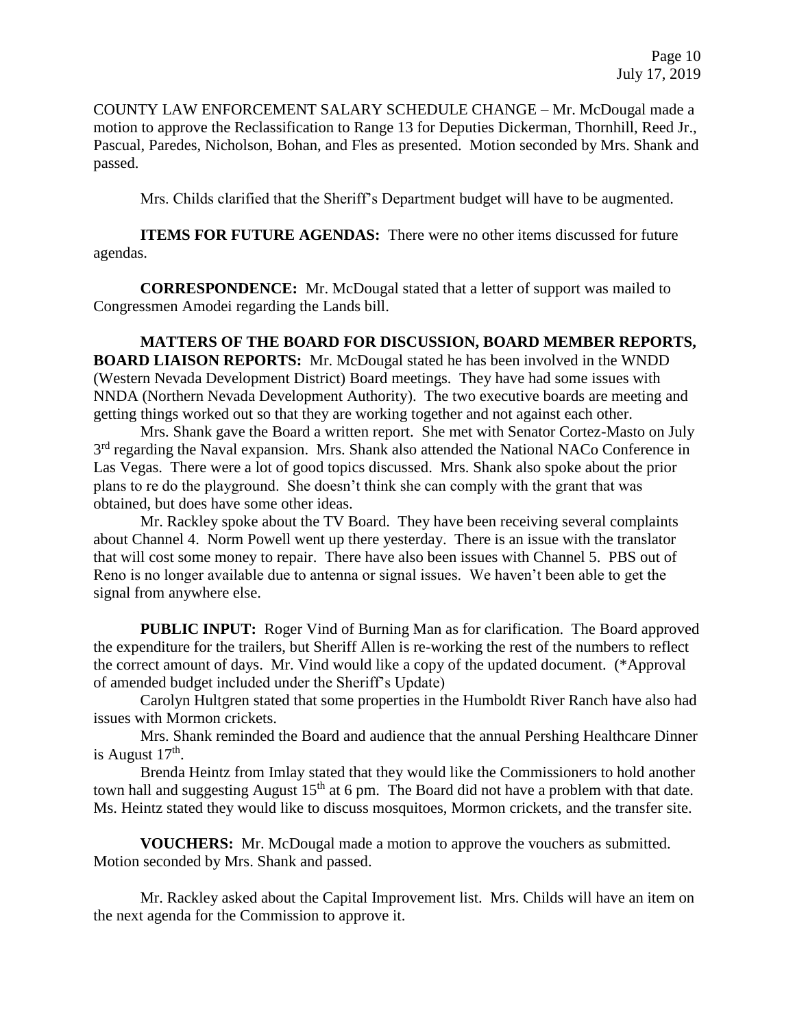COUNTY LAW ENFORCEMENT SALARY SCHEDULE CHANGE – Mr. McDougal made a motion to approve the Reclassification to Range 13 for Deputies Dickerman, Thornhill, Reed Jr., Pascual, Paredes, Nicholson, Bohan, and Fles as presented. Motion seconded by Mrs. Shank and passed.

Mrs. Childs clarified that the Sheriff's Department budget will have to be augmented.

**ITEMS FOR FUTURE AGENDAS:** There were no other items discussed for future agendas.

**CORRESPONDENCE:** Mr. McDougal stated that a letter of support was mailed to Congressmen Amodei regarding the Lands bill.

**MATTERS OF THE BOARD FOR DISCUSSION, BOARD MEMBER REPORTS, BOARD LIAISON REPORTS:** Mr. McDougal stated he has been involved in the WNDD (Western Nevada Development District) Board meetings. They have had some issues with NNDA (Northern Nevada Development Authority). The two executive boards are meeting and getting things worked out so that they are working together and not against each other.

Mrs. Shank gave the Board a written report. She met with Senator Cortez-Masto on July 3rd regarding the Naval expansion. Mrs. Shank also attended the National NACo Conference in Las Vegas. There were a lot of good topics discussed. Mrs. Shank also spoke about the prior plans to re do the playground. She doesn't think she can comply with the grant that was obtained, but does have some other ideas.

Mr. Rackley spoke about the TV Board. They have been receiving several complaints about Channel 4. Norm Powell went up there yesterday. There is an issue with the translator that will cost some money to repair. There have also been issues with Channel 5. PBS out of Reno is no longer available due to antenna or signal issues. We haven't been able to get the signal from anywhere else.

**PUBLIC INPUT:** Roger Vind of Burning Man as for clarification. The Board approved the expenditure for the trailers, but Sheriff Allen is re-working the rest of the numbers to reflect the correct amount of days. Mr. Vind would like a copy of the updated document. (*Approval of amended budget included under the Sheriff's Update)

Carolyn Hultgren stated that some properties in the Humboldt River Ranch have also had issues with Mormon crickets.

Mrs. Shank reminded the Board and audience that the annual Pershing Healthcare Dinner is August 17th.

Brenda Heintz from Imlay stated that they would like the Commissioners to hold another town hall and suggesting August 15th at 6 pm. The Board did not have a problem with that date. Ms. Heintz stated they would like to discuss mosquitoes, Mormon crickets, and the transfer site.

**VOUCHERS:** Mr. McDougal made a motion to approve the vouchers as submitted. Motion seconded by Mrs. Shank and passed.

Mr. Rackley asked about the Capital Improvement list. Mrs. Childs will have an item on the next agenda for the Commission to approve it.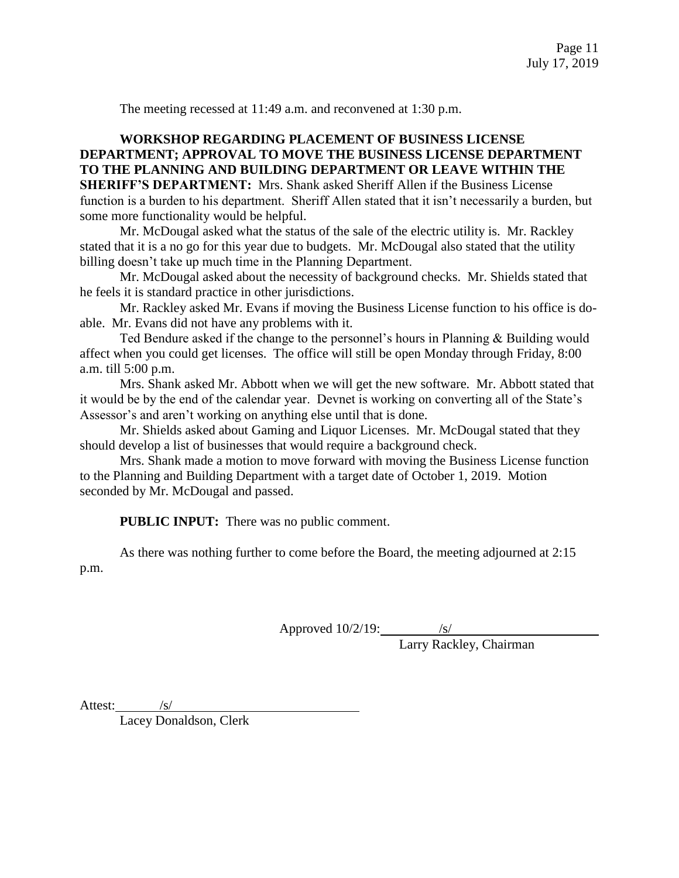The meeting recessed at 11:49 a.m. and reconvened at 1:30 p.m.

**WORKSHOP REGARDING PLACEMENT OF BUSINESS LICENSE DEPARTMENT; APPROVAL TO MOVE THE BUSINESS LICENSE DEPARTMENT TO THE PLANNING AND BUILDING DEPARTMENT OR LEAVE WITHIN THE SHERIFF'S DEPARTMENT:** Mrs. Shank asked Sheriff Allen if the Business License function is a burden to his department. Sheriff Allen stated that it isn't necessarily a burden, but some more functionality would be helpful.

Mr. McDougal asked what the status of the sale of the electric utility is. Mr. Rackley stated that it is a no go for this year due to budgets. Mr. McDougal also stated that the utility billing doesn't take up much time in the Planning Department.

Mr. McDougal asked about the necessity of background checks. Mr. Shields stated that he feels it is standard practice in other jurisdictions.

Mr. Rackley asked Mr. Evans if moving the Business License function to his office is do-able. Mr. Evans did not have any problems with it.

Ted Bendure asked if the change to the personnel's hours in Planning & Building would affect when you could get licenses. The office will still be open Monday through Friday, 8:00 a.m. till 5:00 p.m.

Mrs. Shank asked Mr. Abbott when we will get the new software. Mr. Abbott stated that it would be by the end of the calendar year. Devnet is working on converting all of the State's Assessor's and aren't working on anything else until that is done.

Mr. Shields asked about Gaming and Liquor Licenses. Mr. McDougal stated that they should develop a list of businesses that would require a background check.

Mrs. Shank made a motion to move forward with moving the Business License function to the Planning and Building Department with a target date of October 1, 2019. Motion seconded by Mr. McDougal and passed.

**PUBLIC INPUT:** There was no public comment.

As there was nothing further to come before the Board, the meeting adjourned at 2:15 p.m.

Approved 10/2/19: /s/
Larry Rackley, Chairman

Attest: /s/
Lacey Donaldson, Clerk